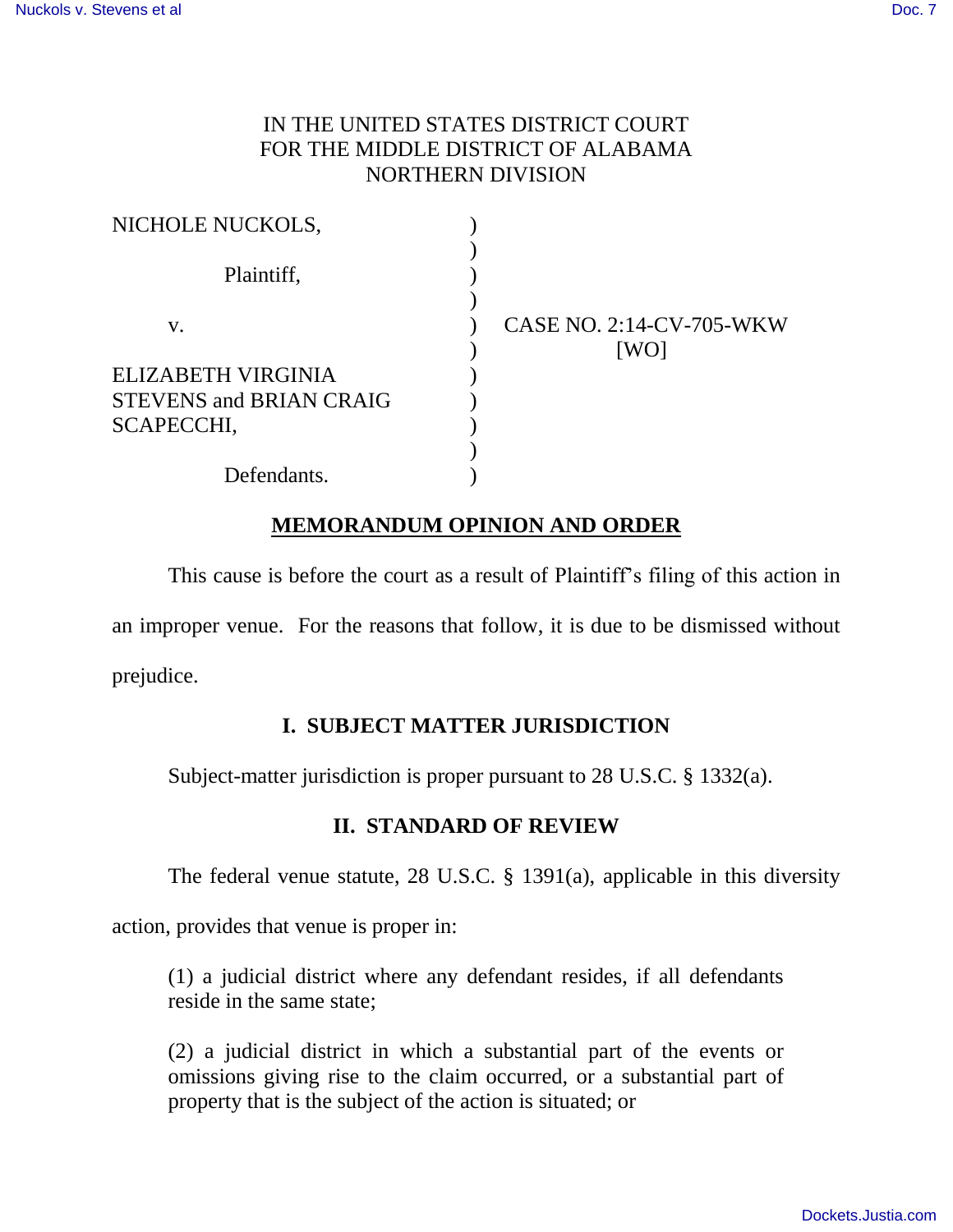IN THE UNITED STATES DISTRICT COURT
FOR THE MIDDLE DISTRICT OF ALABAMA
NORTHERN DIVISION

| | | |
|---|---|---|
| NICHOLE NUCKOLS, | ) | |
| Plaintiff, | ) | |
| v. | ) | CASE NO. 2:14-CV-705-WKW [WO] |
| ELIZABETH VIRGINIA STEVENS and BRIAN CRAIG SCAPECCHI, | ) | |
| Defendants. | ) | |

## MEMORANDUM OPINION AND ORDER

This cause is before the court as a result of Plaintiff's filing of this action in an improper venue. For the reasons that follow, it is due to be dismissed without prejudice.

### I. SUBJECT MATTER JURISDICTION

Subject-matter jurisdiction is proper pursuant to 28 U.S.C. § 1332(a).

### II. STANDARD OF REVIEW

The federal venue statute, 28 U.S.C. § 1391(a), applicable in this diversity action, provides that venue is proper in:

> (1) a judicial district where any defendant resides, if all defendants reside in the same state;
>
> (2) a judicial district in which a substantial part of the events or omissions giving rise to the claim occurred, or a substantial part of property that is the subject of the action is situated; or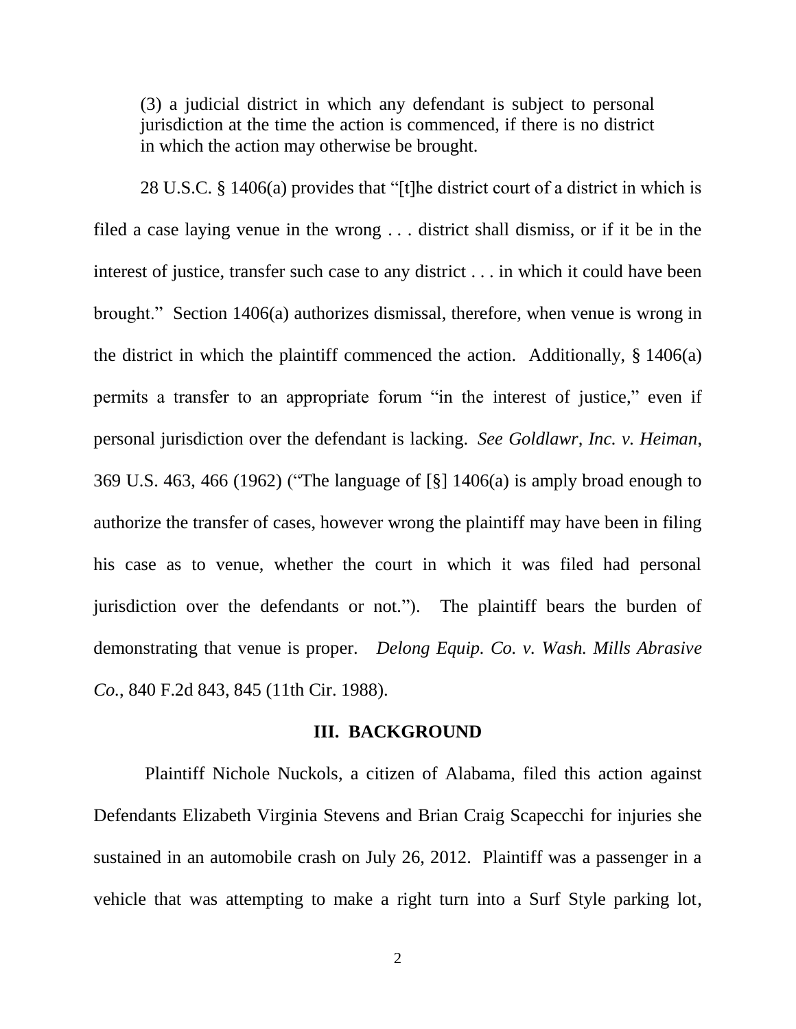> (3) a judicial district in which any defendant is subject to personal jurisdiction at the time the action is commenced, if there is no district in which the action may otherwise be brought.

28 U.S.C. § 1406(a) provides that "[t]he district court of a district in which is filed a case laying venue in the wrong . . . district shall dismiss, or if it be in the interest of justice, transfer such case to any district . . . in which it could have been brought." Section 1406(a) authorizes dismissal, therefore, when venue is wrong in the district in which the plaintiff commenced the action. Additionally, § 1406(a) permits a transfer to an appropriate forum "in the interest of justice," even if personal jurisdiction over the defendant is lacking. *See Goldlawr, Inc. v. Heiman*, 369 U.S. 463, 466 (1962) ("The language of [§] 1406(a) is amply broad enough to authorize the transfer of cases, however wrong the plaintiff may have been in filing his case as to venue, whether the court in which it was filed had personal jurisdiction over the defendants or not."). The plaintiff bears the burden of demonstrating that venue is proper. *Delong Equip. Co. v. Wash. Mills Abrasive Co.*, 840 F.2d 843, 845 (11th Cir. 1988).

## III. BACKGROUND

Plaintiff Nichole Nuckols, a citizen of Alabama, filed this action against Defendants Elizabeth Virginia Stevens and Brian Craig Scapecchi for injuries she sustained in an automobile crash on July 26, 2012. Plaintiff was a passenger in a vehicle that was attempting to make a right turn into a Surf Style parking lot,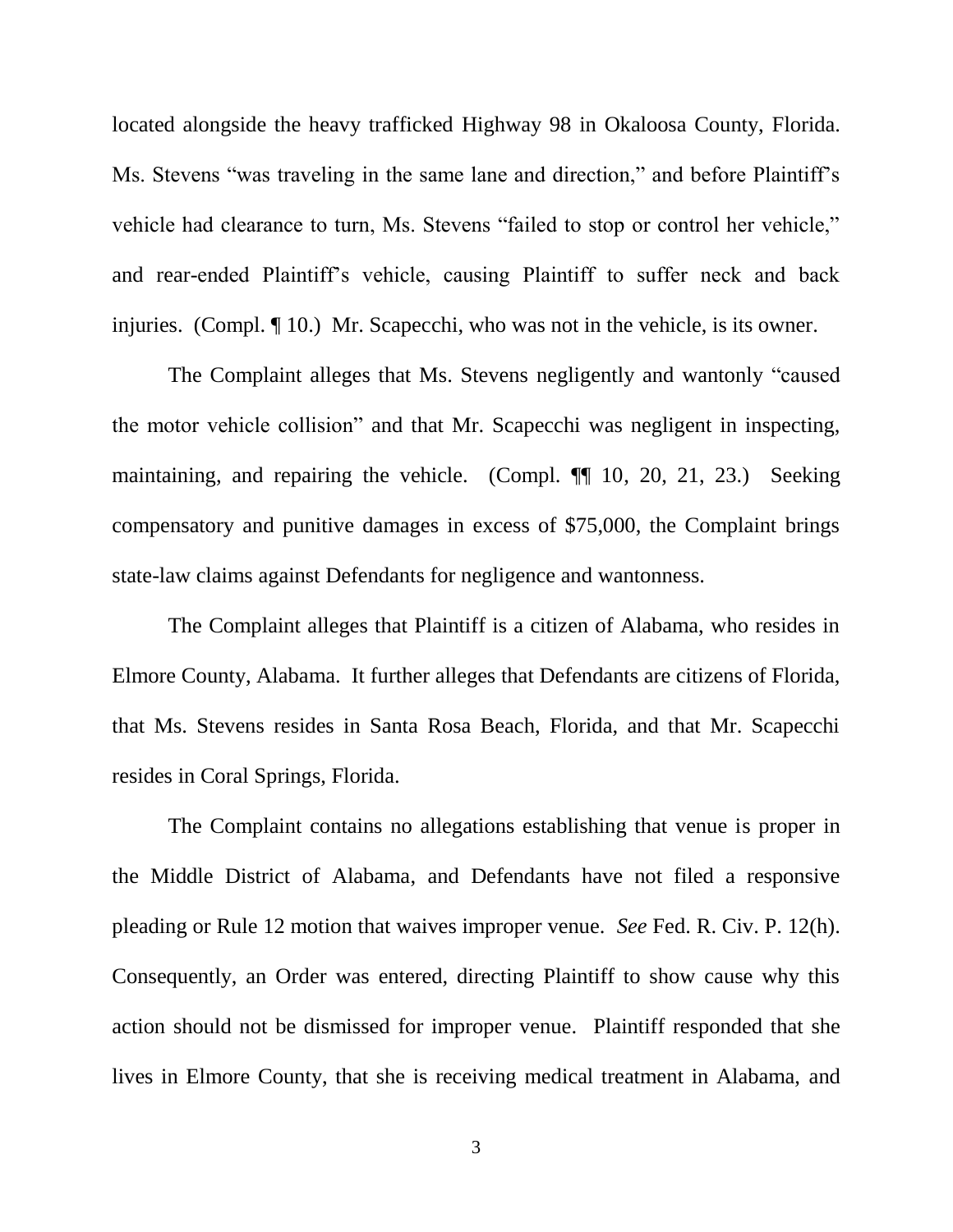located alongside the heavy trafficked Highway 98 in Okaloosa County, Florida. Ms. Stevens "was traveling in the same lane and direction," and before Plaintiff's vehicle had clearance to turn, Ms. Stevens "failed to stop or control her vehicle," and rear-ended Plaintiff's vehicle, causing Plaintiff to suffer neck and back injuries. (Compl. ¶ 10.) Mr. Scapecchi, who was not in the vehicle, is its owner.

The Complaint alleges that Ms. Stevens negligently and wantonly "caused the motor vehicle collision" and that Mr. Scapecchi was negligent in inspecting, maintaining, and repairing the vehicle. (Compl. ¶¶ 10, 20, 21, 23.) Seeking compensatory and punitive damages in excess of $75,000, the Complaint brings state-law claims against Defendants for negligence and wantonness.

The Complaint alleges that Plaintiff is a citizen of Alabama, who resides in Elmore County, Alabama. It further alleges that Defendants are citizens of Florida, that Ms. Stevens resides in Santa Rosa Beach, Florida, and that Mr. Scapecchi resides in Coral Springs, Florida.

The Complaint contains no allegations establishing that venue is proper in the Middle District of Alabama, and Defendants have not filed a responsive pleading or Rule 12 motion that waives improper venue. *See* Fed. R. Civ. P. 12(h). Consequently, an Order was entered, directing Plaintiff to show cause why this action should not be dismissed for improper venue. Plaintiff responded that she lives in Elmore County, that she is receiving medical treatment in Alabama, and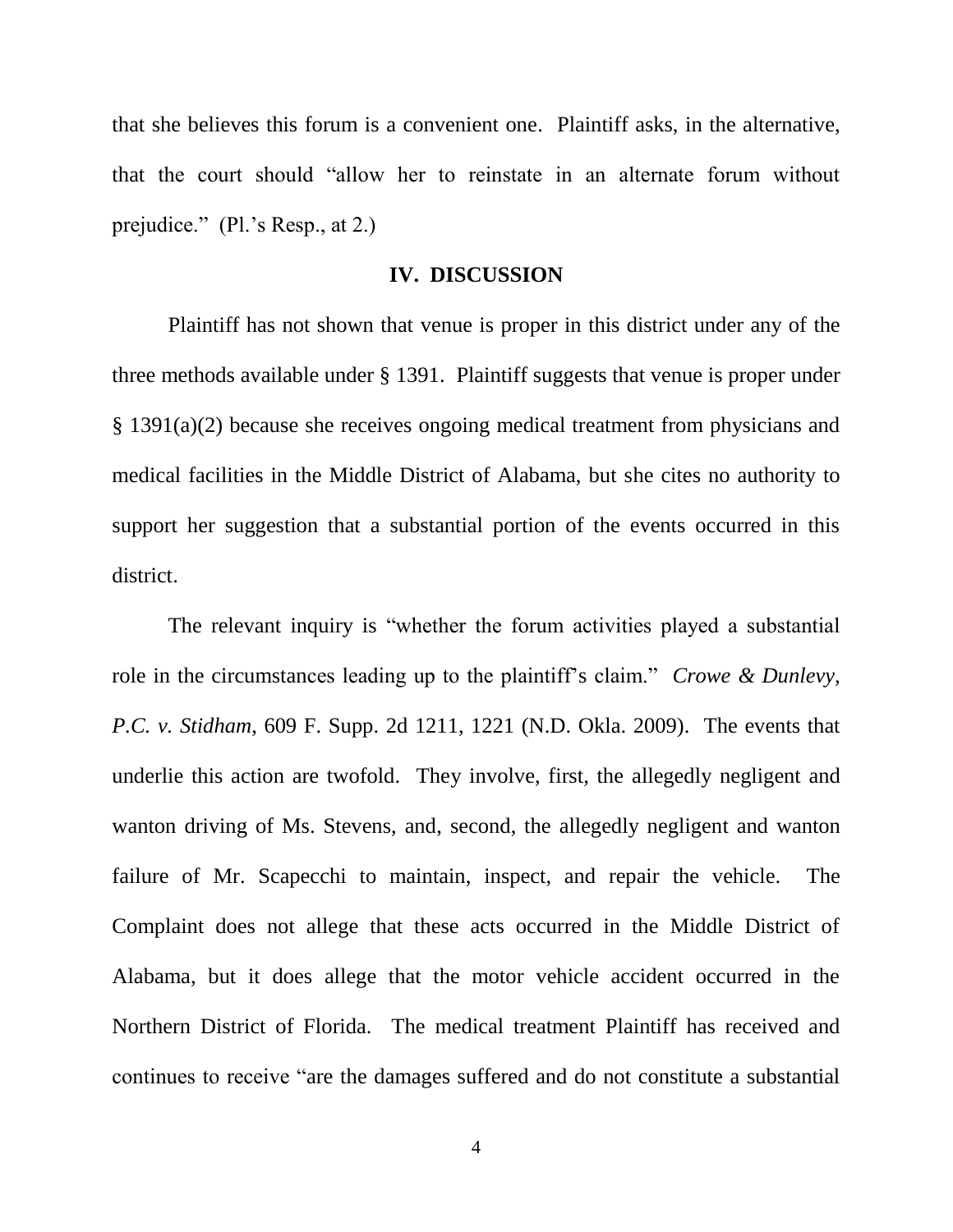that she believes this forum is a convenient one. Plaintiff asks, in the alternative, that the court should "allow her to reinstate in an alternate forum without prejudice." (Pl.'s Resp., at 2.)

## IV. DISCUSSION

Plaintiff has not shown that venue is proper in this district under any of the three methods available under § 1391. Plaintiff suggests that venue is proper under § 1391(a)(2) because she receives ongoing medical treatment from physicians and medical facilities in the Middle District of Alabama, but she cites no authority to support her suggestion that a substantial portion of the events occurred in this district.

The relevant inquiry is "whether the forum activities played a substantial role in the circumstances leading up to the plaintiff's claim." *Crowe & Dunlevy, P.C. v. Stidham*, 609 F. Supp. 2d 1211, 1221 (N.D. Okla. 2009). The events that underlie this action are twofold. They involve, first, the allegedly negligent and wanton driving of Ms. Stevens, and, second, the allegedly negligent and wanton failure of Mr. Scapecchi to maintain, inspect, and repair the vehicle. The Complaint does not allege that these acts occurred in the Middle District of Alabama, but it does allege that the motor vehicle accident occurred in the Northern District of Florida. The medical treatment Plaintiff has received and continues to receive "are the damages suffered and do not constitute a substantial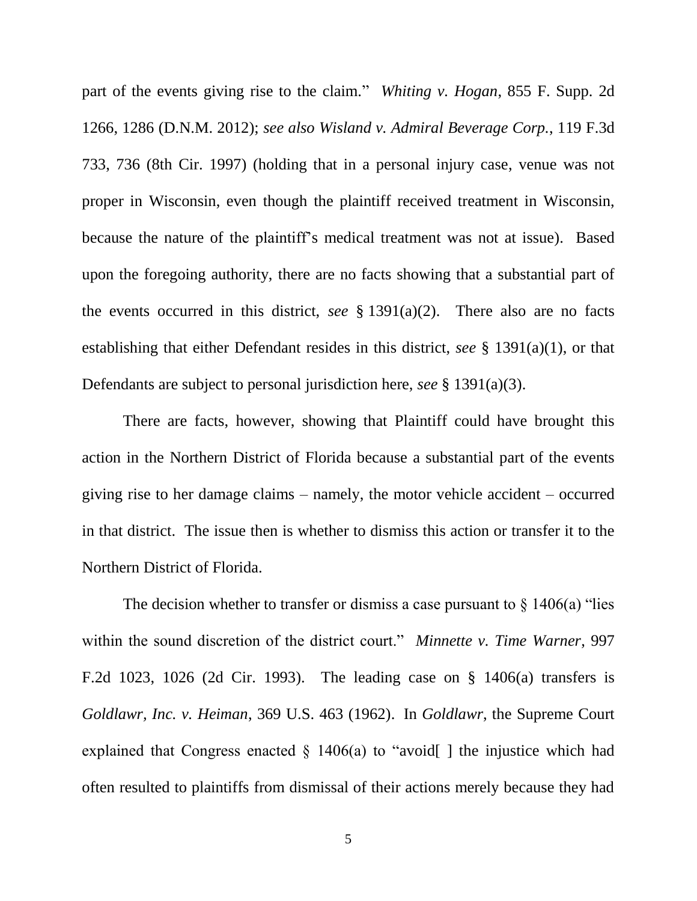part of the events giving rise to the claim." *Whiting v. Hogan*, 855 F. Supp. 2d 1266, 1286 (D.N.M. 2012); *see also Wisland v. Admiral Beverage Corp.*, 119 F.3d 733, 736 (8th Cir. 1997) (holding that in a personal injury case, venue was not proper in Wisconsin, even though the plaintiff received treatment in Wisconsin, because the nature of the plaintiff's medical treatment was not at issue). Based upon the foregoing authority, there are no facts showing that a substantial part of the events occurred in this district, *see* § 1391(a)(2). There also are no facts establishing that either Defendant resides in this district, *see* § 1391(a)(1), or that Defendants are subject to personal jurisdiction here, *see* § 1391(a)(3).

There are facts, however, showing that Plaintiff could have brought this action in the Northern District of Florida because a substantial part of the events giving rise to her damage claims – namely, the motor vehicle accident – occurred in that district. The issue then is whether to dismiss this action or transfer it to the Northern District of Florida.

The decision whether to transfer or dismiss a case pursuant to § 1406(a) "lies within the sound discretion of the district court." *Minnette v. Time Warner*, 997 F.2d 1023, 1026 (2d Cir. 1993). The leading case on § 1406(a) transfers is *Goldlawr, Inc. v. Heiman*, 369 U.S. 463 (1962). In *Goldlawr*, the Supreme Court explained that Congress enacted § 1406(a) to "avoid[ ] the injustice which had often resulted to plaintiffs from dismissal of their actions merely because they had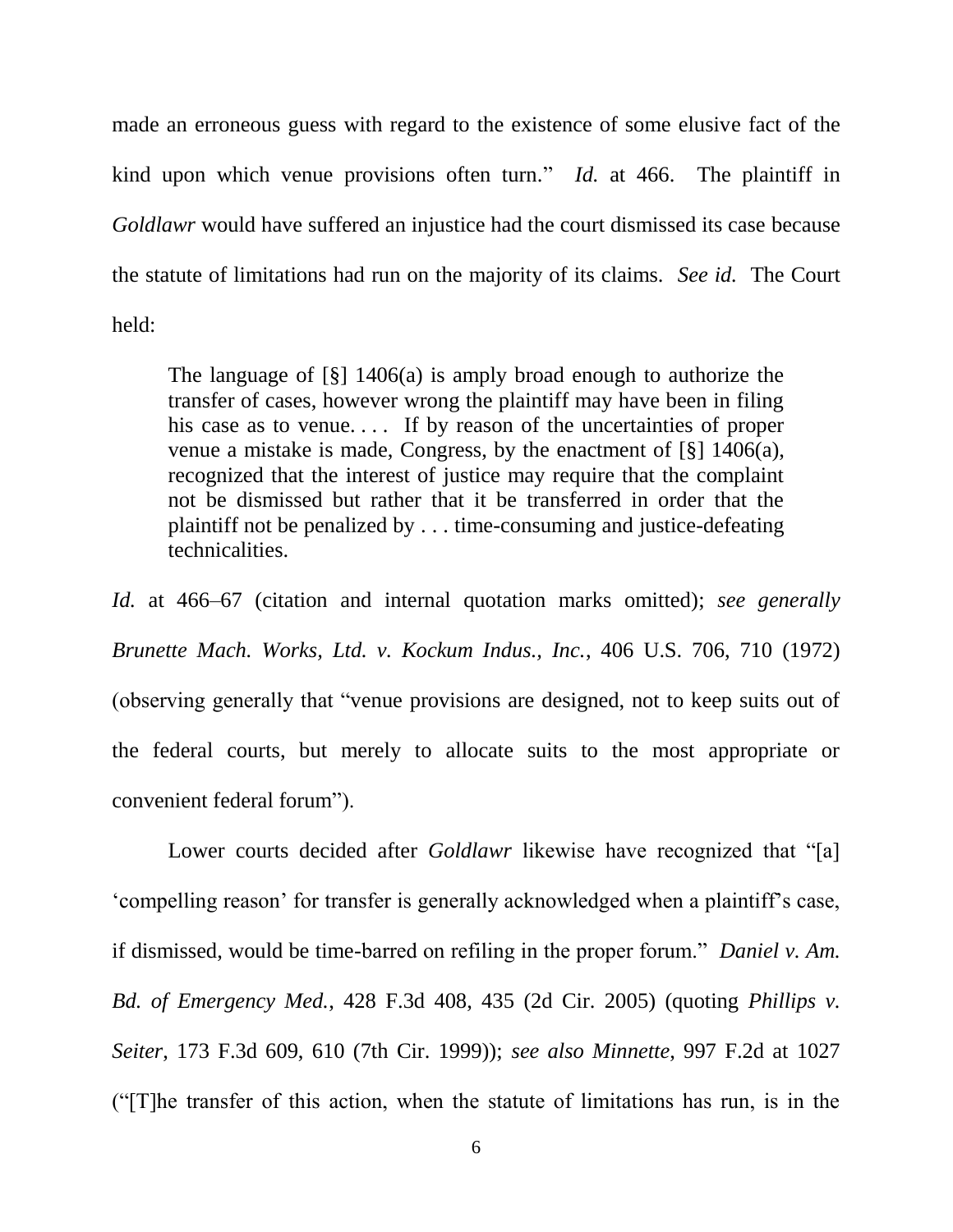made an erroneous guess with regard to the existence of some elusive fact of the kind upon which venue provisions often turn." *Id.* at 466. The plaintiff in *Goldlawr* would have suffered an injustice had the court dismissed its case because the statute of limitations had run on the majority of its claims. *See id.* The Court held:

> The language of [§] 1406(a) is amply broad enough to authorize the transfer of cases, however wrong the plaintiff may have been in filing his case as to venue. . . . If by reason of the uncertainties of proper venue a mistake is made, Congress, by the enactment of [§] 1406(a), recognized that the interest of justice may require that the complaint not be dismissed but rather that it be transferred in order that the plaintiff not be penalized by . . . time-consuming and justice-defeating technicalities.

*Id.* at 466–67 (citation and internal quotation marks omitted); *see generally Brunette Mach. Works, Ltd. v. Kockum Indus., Inc.*, 406 U.S. 706, 710 (1972) (observing generally that "venue provisions are designed, not to keep suits out of the federal courts, but merely to allocate suits to the most appropriate or convenient federal forum").

Lower courts decided after *Goldlawr* likewise have recognized that "[a] 'compelling reason' for transfer is generally acknowledged when a plaintiff's case, if dismissed, would be time-barred on refiling in the proper forum." *Daniel v. Am. Bd. of Emergency Med.*, 428 F.3d 408, 435 (2d Cir. 2005) (quoting *Phillips v. Seiter*, 173 F.3d 609, 610 (7th Cir. 1999)); *see also Minnette*, 997 F.2d at 1027 ("[T]he transfer of this action, when the statute of limitations has run, is in the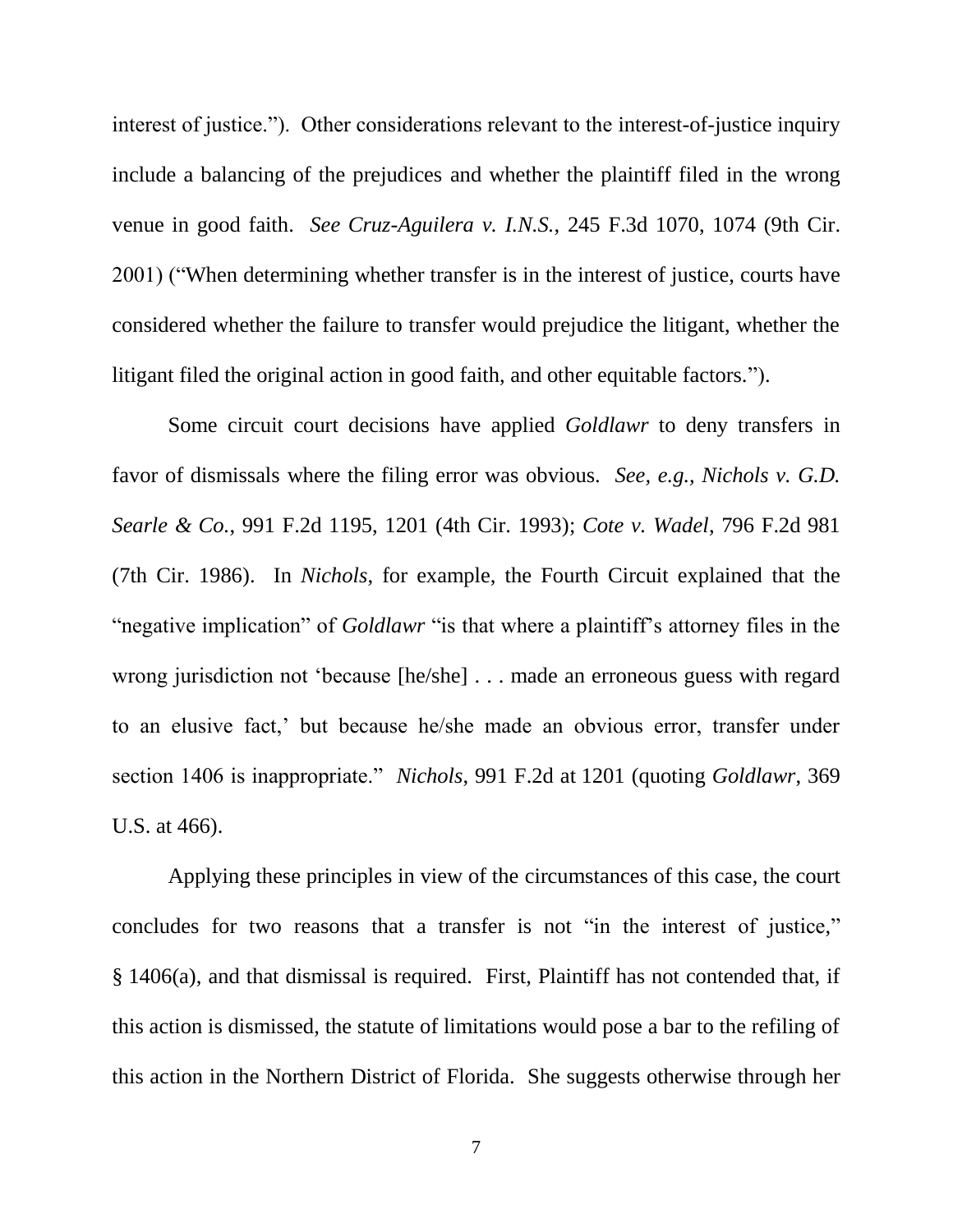interest of justice."). Other considerations relevant to the interest-of-justice inquiry include a balancing of the prejudices and whether the plaintiff filed in the wrong venue in good faith. *See Cruz-Aguilera v. I.N.S.*, 245 F.3d 1070, 1074 (9th Cir. 2001) ("When determining whether transfer is in the interest of justice, courts have considered whether the failure to transfer would prejudice the litigant, whether the litigant filed the original action in good faith, and other equitable factors.").

Some circuit court decisions have applied *Goldlawr* to deny transfers in favor of dismissals where the filing error was obvious. *See, e.g., Nichols v. G.D. Searle & Co.*, 991 F.2d 1195, 1201 (4th Cir. 1993); *Cote v. Wadel*, 796 F.2d 981 (7th Cir. 1986). In *Nichols*, for example, the Fourth Circuit explained that the "negative implication" of *Goldlawr* "is that where a plaintiff's attorney files in the wrong jurisdiction not 'because [he/she] . . . made an erroneous guess with regard to an elusive fact,' but because he/she made an obvious error, transfer under section 1406 is inappropriate." *Nichols*, 991 F.2d at 1201 (quoting *Goldlawr*, 369 U.S. at 466).

Applying these principles in view of the circumstances of this case, the court concludes for two reasons that a transfer is not "in the interest of justice," § 1406(a), and that dismissal is required. First, Plaintiff has not contended that, if this action is dismissed, the statute of limitations would pose a bar to the refiling of this action in the Northern District of Florida. She suggests otherwise through her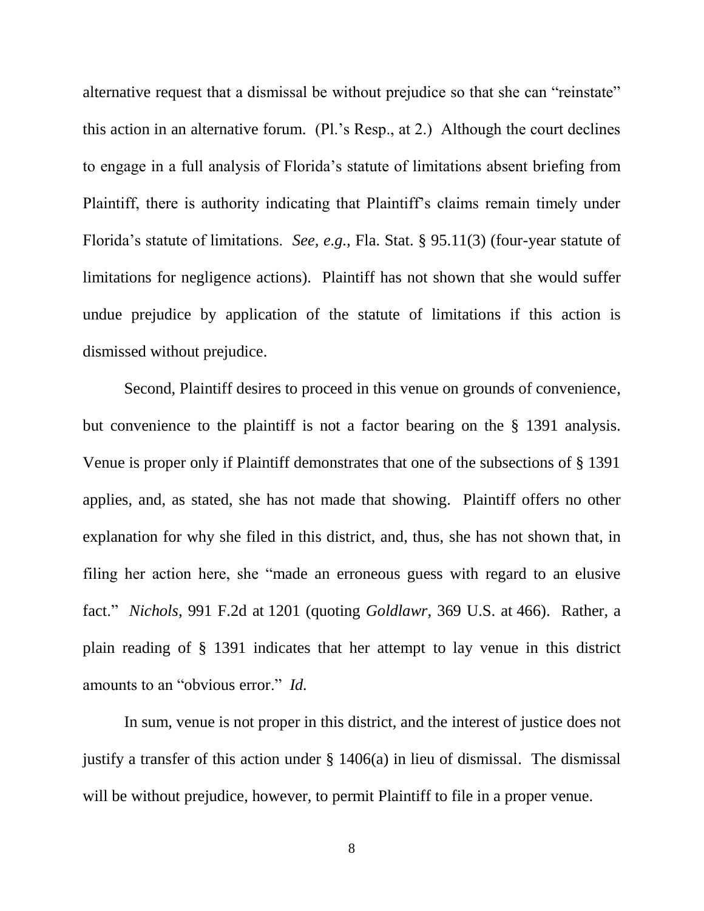alternative request that a dismissal be without prejudice so that she can "reinstate" this action in an alternative forum. (Pl.'s Resp., at 2.) Although the court declines to engage in a full analysis of Florida's statute of limitations absent briefing from Plaintiff, there is authority indicating that Plaintiff's claims remain timely under Florida's statute of limitations. *See, e.g.*, Fla. Stat. § 95.11(3) (four-year statute of limitations for negligence actions). Plaintiff has not shown that she would suffer undue prejudice by application of the statute of limitations if this action is dismissed without prejudice.

Second, Plaintiff desires to proceed in this venue on grounds of convenience, but convenience to the plaintiff is not a factor bearing on the § 1391 analysis. Venue is proper only if Plaintiff demonstrates that one of the subsections of § 1391 applies, and, as stated, she has not made that showing. Plaintiff offers no other explanation for why she filed in this district, and, thus, she has not shown that, in filing her action here, she "made an erroneous guess with regard to an elusive fact." *Nichols*, 991 F.2d at 1201 (quoting *Goldlawr*, 369 U.S. at 466). Rather, a plain reading of § 1391 indicates that her attempt to lay venue in this district amounts to an "obvious error." *Id.*

In sum, venue is not proper in this district, and the interest of justice does not justify a transfer of this action under § 1406(a) in lieu of dismissal. The dismissal will be without prejudice, however, to permit Plaintiff to file in a proper venue.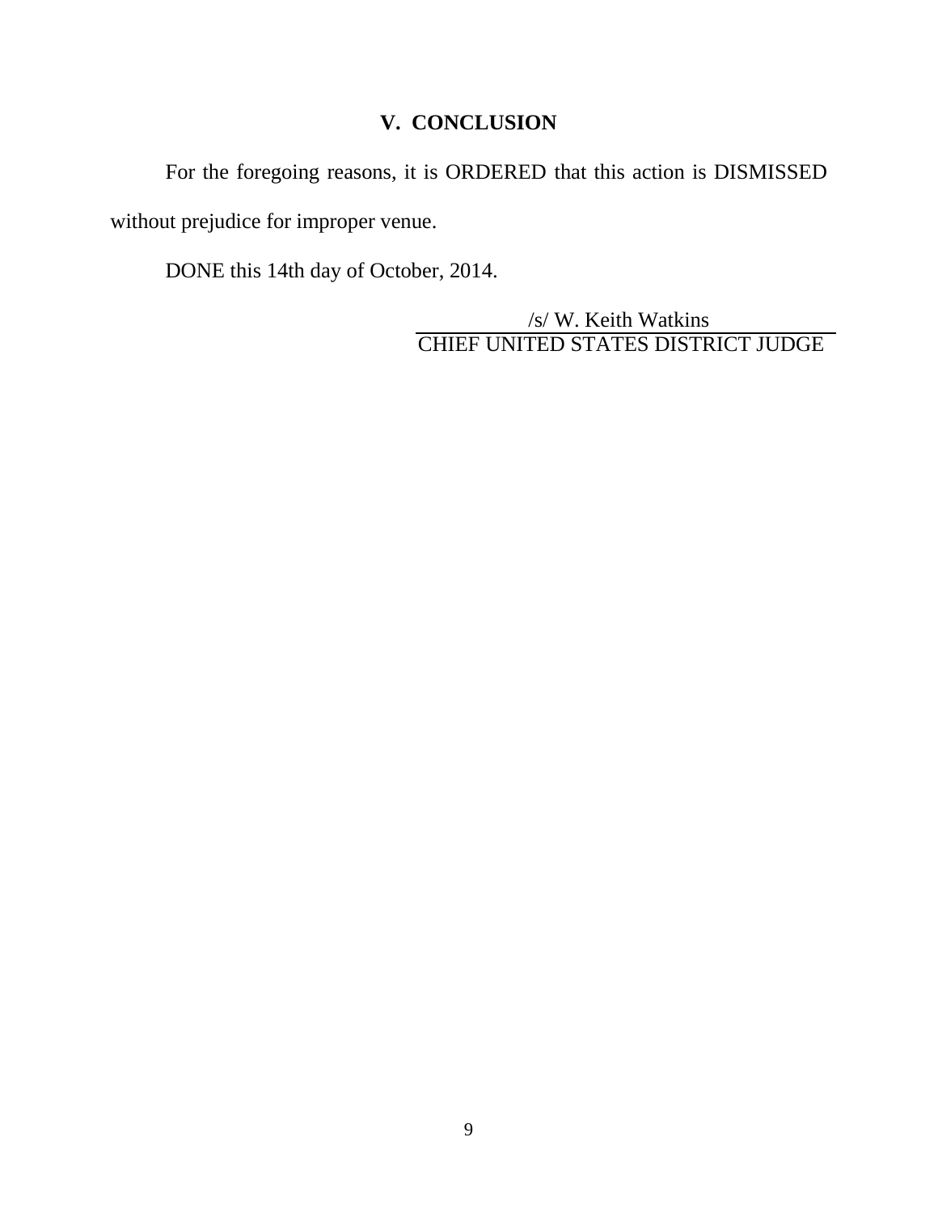## V. CONCLUSION

For the foregoing reasons, it is ORDERED that this action is DISMISSED without prejudice for improper venue.

DONE this 14th day of October, 2014.

/s/ W. Keith Watkins
CHIEF UNITED STATES DISTRICT JUDGE